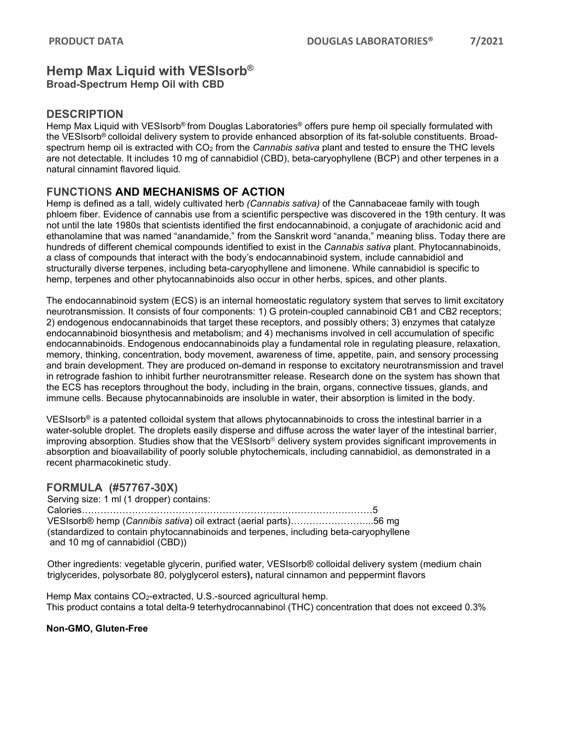# Hemp Max Liquid with VESIsorb®

**Broad-Spectrum Hemp Oil with CBD**

## DESCRIPTION

Hemp Max Liquid with VESIsorb® from Douglas Laboratories® offers pure hemp oil specially formulated with the VESIsorb® colloidal delivery system to provide enhanced absorption of its fat-soluble constituents. Broad-spectrum hemp oil is extracted with $CO_2$ from the *Cannabis sativa* plant and tested to ensure the THC levels are not detectable. It includes 10 mg of cannabidiol (CBD), beta-caryophyllene (BCP) and other terpenes in a natural cinnamint flavored liquid.

## FUNCTIONS AND MECHANISMS OF ACTION

Hemp is defined as a tall, widely cultivated herb *(Cannabis sativa)* of the Cannabaceae family with tough phloem fiber. Evidence of cannabis use from a scientific perspective was discovered in the 19th century. It was not until the late 1980s that scientists identified the first endocannabinoid, a conjugate of arachidonic acid and ethanolamine that was named "anandamide," from the Sanskrit word "ananda," meaning bliss. Today there are hundreds of different chemical compounds identified to exist in the *Cannabis sativa* plant. Phytocannabinoids, a class of compounds that interact with the body's endocannabinoid system, include cannabidiol and structurally diverse terpenes, including beta-caryophyllene and limonene. While cannabidiol is specific to hemp, terpenes and other phytocannabinoids also occur in other herbs, spices, and other plants.

The endocannabinoid system (ECS) is an internal homeostatic regulatory system that serves to limit excitatory neurotransmission. It consists of four components: 1) G protein-coupled cannabinoid CB1 and CB2 receptors; 2) endogenous endocannabinoids that target these receptors, and possibly others; 3) enzymes that catalyze endocannabinoid biosynthesis and metabolism; and 4) mechanisms involved in cell accumulation of specific endocannabinoids. Endogenous endocannabinoids play a fundamental role in regulating pleasure, relaxation, memory, thinking, concentration, body movement, awareness of time, appetite, pain, and sensory processing and brain development. They are produced on-demand in response to excitatory neurotransmission and travel in retrograde fashion to inhibit further neurotransmitter release. Research done on the system has shown that the ECS has receptors throughout the body, including in the brain, organs, connective tissues, glands, and immune cells. Because phytocannabinoids are insoluble in water, their absorption is limited in the body.

VESIsorb® is a patented colloidal system that allows phytocannabinoids to cross the intestinal barrier in a water-soluble droplet. The droplets easily disperse and diffuse across the water layer of the intestinal barrier, improving absorption. Studies show that the VESIsorb® delivery system provides significant improvements in absorption and bioavailability of poorly soluble phytochemicals, including cannabidiol, as demonstrated in a recent pharmacokinetic study.

## FORMULA (#57767-30X)

Serving size: 1 ml (1 dropper) contains:

Calories……………………………………………………………………………………5

VESIsorb® hemp (*Cannibis sativa*) oil extract (aerial parts)……………………...56 mg

(standardized to contain phytocannabinoids and terpenes, including beta-caryophyllene and 10 mg of cannabidiol (CBD))

Other ingredients: vegetable glycerin, purified water, VESIsorb® colloidal delivery system (medium chain triglycerides, polysorbate 80, polyglycerol esters**),** natural cinnamon and peppermint flavors

Hemp Max contains $CO_2$-extracted, U.S.-sourced agricultural hemp.
This product contains a total delta-9 teterhydrocannabinol (THC) concentration that does not exceed 0.3%

**Non-GMO, Gluten-Free**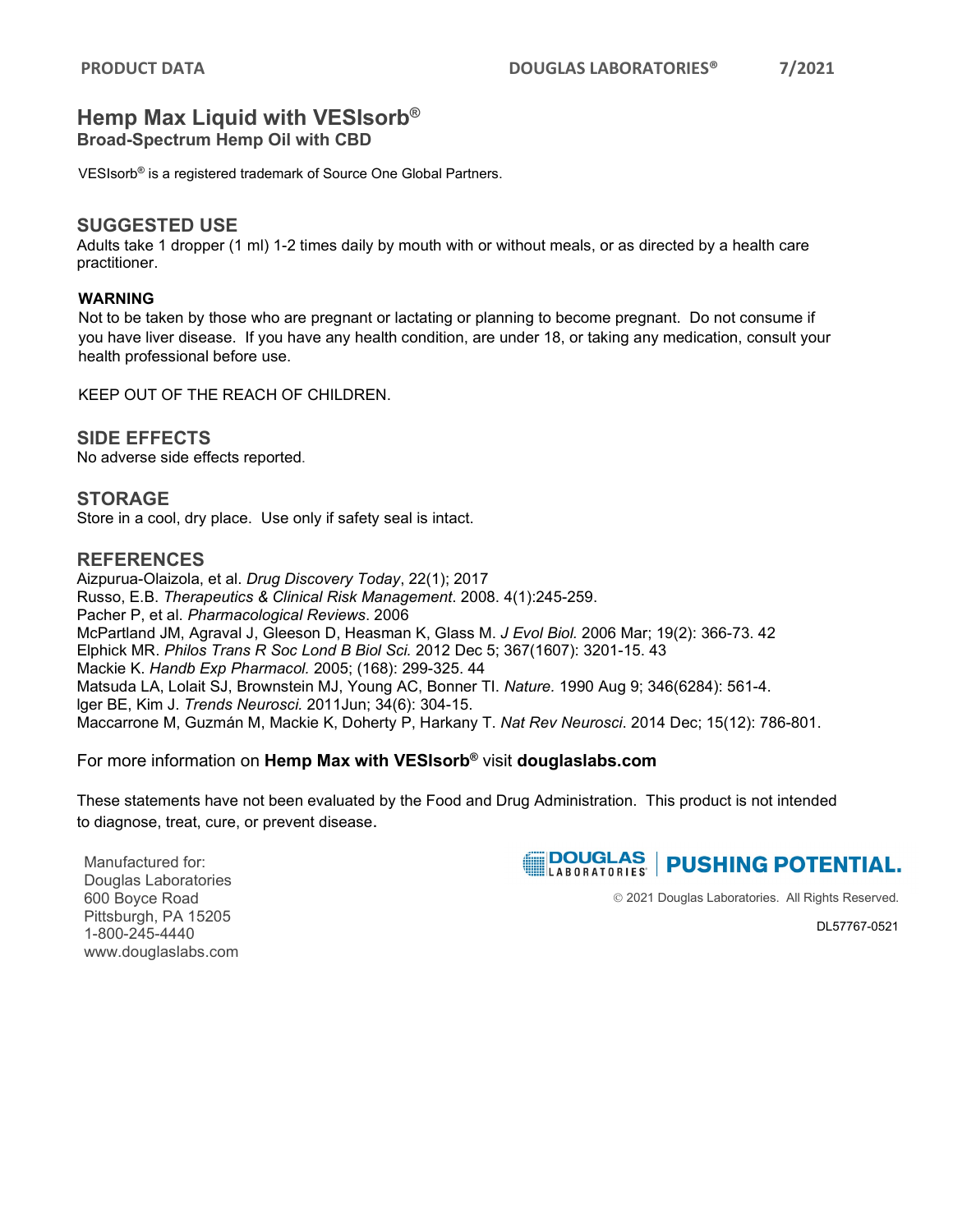# Hemp Max Liquid with VESIsorb®

**Broad-Spectrum Hemp Oil with CBD**

VESIsorb® is a registered trademark of Source One Global Partners.

## SUGGESTED USE

Adults take 1 dropper (1 ml) 1-2 times daily by mouth with or without meals, or as directed by a health care practitioner.

**WARNING**

Not to be taken by those who are pregnant or lactating or planning to become pregnant. Do not consume if you have liver disease. If you have any health condition, are under 18, or taking any medication, consult your health professional before use.

KEEP OUT OF THE REACH OF CHILDREN.

## SIDE EFFECTS

No adverse side effects reported.

## STORAGE

Store in a cool, dry place. Use only if safety seal is intact.

## REFERENCES

Aizpurua-Olaizola, et al. *Drug Discovery Today*, 22(1); 2017
Russo, E.B. *Therapeutics & Clinical Risk Management*. 2008. 4(1):245-259.
Pacher P, et al. *Pharmacological Reviews*. 2006
McPartland JM, Agraval J, Gleeson D, Heasman K, Glass M. *J Evol Biol.* 2006 Mar; 19(2): 366-73. 42
Elphick MR. *Philos Trans R Soc Lond B Biol Sci.* 2012 Dec 5; 367(1607): 3201-15. 43
Mackie K. *Handb Exp Pharmacol.* 2005; (168): 299-325. 44
Matsuda LA, Lolait SJ, Brownstein MJ, Young AC, Bonner TI. *Nature.* 1990 Aug 9; 346(6284): 561-4.
lger BE, Kim J. *Trends Neurosci.* 2011Jun; 34(6): 304-15.
Maccarrone M, Guzmán M, Mackie K, Doherty P, Harkany T. *Nat Rev Neurosci*. 2014 Dec; 15(12): 786-801.

For more information on **Hemp Max with VESIsorb®** visit **douglaslabs.com**

These statements have not been evaluated by the Food and Drug Administration. This product is not intended to diagnose, treat, cure, or prevent disease.

Manufactured for:
Douglas Laboratories
600 Boyce Road
Pittsburgh, PA 15205
1-800-245-4440
www.douglaslabs.com

DOUGLAS LABORATORIES® | PUSHING POTENTIAL.

© 2021 Douglas Laboratories. All Rights Reserved.

DL57767-0521